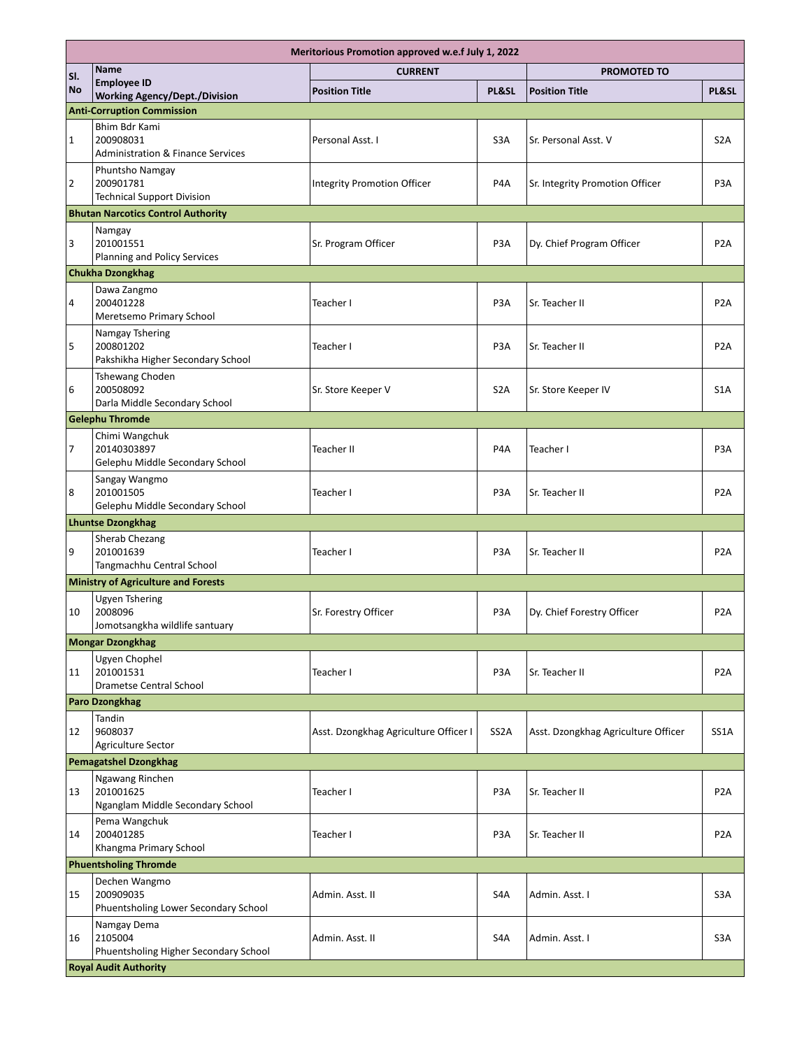| Meritorious Promotion approved w.e.f July 1, 2022 | | | | | |
|---|---|---|---|---|---|
| **Sl. No** | **Name<br>Employee ID<br>Working Agency/Dept./Division** | **CURRENT** | | **PROMOTED TO** | |
| | | **Position Title** | **PL&SL** | **Position Title** | **PL&SL** |
| **Anti-Corruption Commission** | | | | | |
| 1 | Bhim Bdr Kami<br>200908031<br>Administration & Finance Services | Personal Asst. I | S3A | Sr. Personal Asst. V | S2A |
| 2 | Phuntsho Namgay<br>200901781<br>Technical Support Division | Integrity Promotion Officer | P4A | Sr. Integrity Promotion Officer | P3A |
| **Bhutan Narcotics Control Authority** | | | | | |
| 3 | Namgay<br>201001551<br>Planning and Policy Services | Sr. Program Officer | P3A | Dy. Chief Program Officer | P2A |
| **Chukha Dzongkhag** | | | | | |
| 4 | Dawa Zangmo<br>200401228<br>Meretsemo Primary School | Teacher I | P3A | Sr. Teacher II | P2A |
| 5 | Namgay Tshering<br>200801202<br>Pakshikha Higher Secondary School | Teacher I | P3A | Sr. Teacher II | P2A |
| 6 | Tshewang Choden<br>200508092<br>Darla Middle Secondary School | Sr. Store Keeper V | S2A | Sr. Store Keeper IV | S1A |
| **Gelephu Thromde** | | | | | |
| 7 | Chimi Wangchuk<br>20140303897<br>Gelephu Middle Secondary School | Teacher II | P4A | Teacher I | P3A |
| 8 | Sangay Wangmo<br>201001505<br>Gelephu Middle Secondary School | Teacher I | P3A | Sr. Teacher II | P2A |
| **Lhuntse Dzongkhag** | | | | | |
| 9 | Sherab Chezang<br>201001639<br>Tangmachhu Central School | Teacher I | P3A | Sr. Teacher II | P2A |
| **Ministry of Agriculture and Forests** | | | | | |
| 10 | Ugyen Tshering<br>2008096<br>Jomotsangkha wildlife santuary | Sr. Forestry Officer | P3A | Dy. Chief Forestry Officer | P2A |
| **Mongar Dzongkhag** | | | | | |
| 11 | Ugyen Chophel<br>201001531<br>Drametse Central School | Teacher I | P3A | Sr. Teacher II | P2A |
| **Paro Dzongkhag** | | | | | |
| 12 | Tandin<br>9608037<br>Agriculture Sector | Asst. Dzongkhag Agriculture Officer I | SS2A | Asst. Dzongkhag Agriculture Officer | SS1A |
| **Pemagatshel Dzongkhag** | | | | | |
| 13 | Ngawang Rinchen<br>201001625<br>Nganglam Middle Secondary School | Teacher I | P3A | Sr. Teacher II | P2A |
| 14 | Pema Wangchuk<br>200401285<br>Khangma Primary School | Teacher I | P3A | Sr. Teacher II | P2A |
| **Phuentsholing Thromde** | | | | | |
| 15 | Dechen Wangmo<br>200909035<br>Phuentsholing Lower Secondary School | Admin. Asst. II | S4A | Admin. Asst. I | S3A |
| 16 | Namgay Dema<br>2105004<br>Phuentsholing Higher Secondary School | Admin. Asst. II | S4A | Admin. Asst. I | S3A |
| **Royal Audit Authority** | | | | | |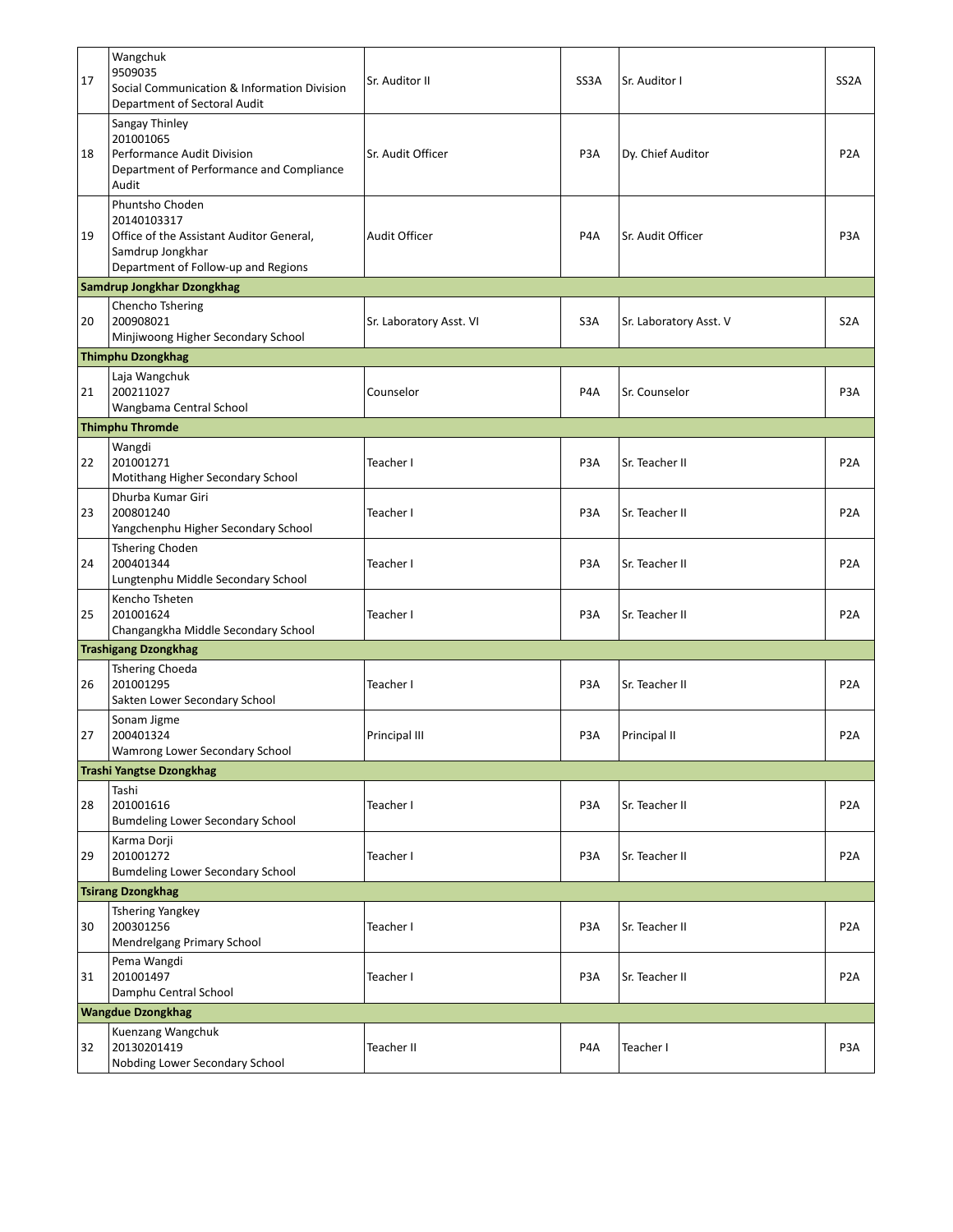| 17 | Wangchuk<br>9509035<br>Social Communication & Information Division<br>Department of Sectoral Audit | Sr. Auditor II | SS3A | Sr. Auditor I | SS2A |
|---|---|---|---|---|---|
| 18 | Sangay Thinley<br>201001065<br>Performance Audit Division<br>Department of Performance and Compliance Audit | Sr. Audit Officer | P3A | Dy. Chief Auditor | P2A |
| 19 | Phuntsho Choden<br>20140103317<br>Office of the Assistant Auditor General, Samdrup Jongkhar<br>Department of Follow-up and Regions | Audit Officer | P4A | Sr. Audit Officer | P3A |
| | **Samdrup Jongkhar Dzongkhag** | | | | |
| 20 | Chencho Tshering<br>200908021<br>Minjiwoong Higher Secondary School | Sr. Laboratory Asst. VI | S3A | Sr. Laboratory Asst. V | S2A |
| | **Thimphu Dzongkhag** | | | | |
| 21 | Laja Wangchuk<br>200211027<br>Wangbama Central School | Counselor | P4A | Sr. Counselor | P3A |
| | **Thimphu Thromde** | | | | |
| 22 | Wangdi<br>201001271<br>Motithang Higher Secondary School | Teacher I | P3A | Sr. Teacher II | P2A |
| 23 | Dhurba Kumar Giri<br>200801240<br>Yangchenphu Higher Secondary School | Teacher I | P3A | Sr. Teacher II | P2A |
| 24 | Tshering Choden<br>200401344<br>Lungtenphu Middle Secondary School | Teacher I | P3A | Sr. Teacher II | P2A |
| 25 | Kencho Tsheten<br>201001624<br>Changangkha Middle Secondary School | Teacher I | P3A | Sr. Teacher II | P2A |
| | **Trashigang Dzongkhag** | | | | |
| 26 | Tshering Choeda<br>201001295<br>Sakten Lower Secondary School | Teacher I | P3A | Sr. Teacher II | P2A |
| 27 | Sonam Jigme<br>200401324<br>Wamrong Lower Secondary School | Principal III | P3A | Principal II | P2A |
| | **Trashi Yangtse Dzongkhag** | | | | |
| 28 | Tashi<br>201001616<br>Bumdeling Lower Secondary School | Teacher I | P3A | Sr. Teacher II | P2A |
| 29 | Karma Dorji<br>201001272<br>Bumdeling Lower Secondary School | Teacher I | P3A | Sr. Teacher II | P2A |
| | **Tsirang Dzongkhag** | | | | |
| 30 | Tshering Yangkey<br>200301256<br>Mendrelgang Primary School | Teacher I | P3A | Sr. Teacher II | P2A |
| 31 | Pema Wangdi<br>201001497<br>Damphu Central School | Teacher I | P3A | Sr. Teacher II | P2A |
| | **Wangdue Dzongkhag** | | | | |
| 32 | Kuenzang Wangchuk<br>20130201419<br>Nobding Lower Secondary School | Teacher II | P4A | Teacher I | P3A |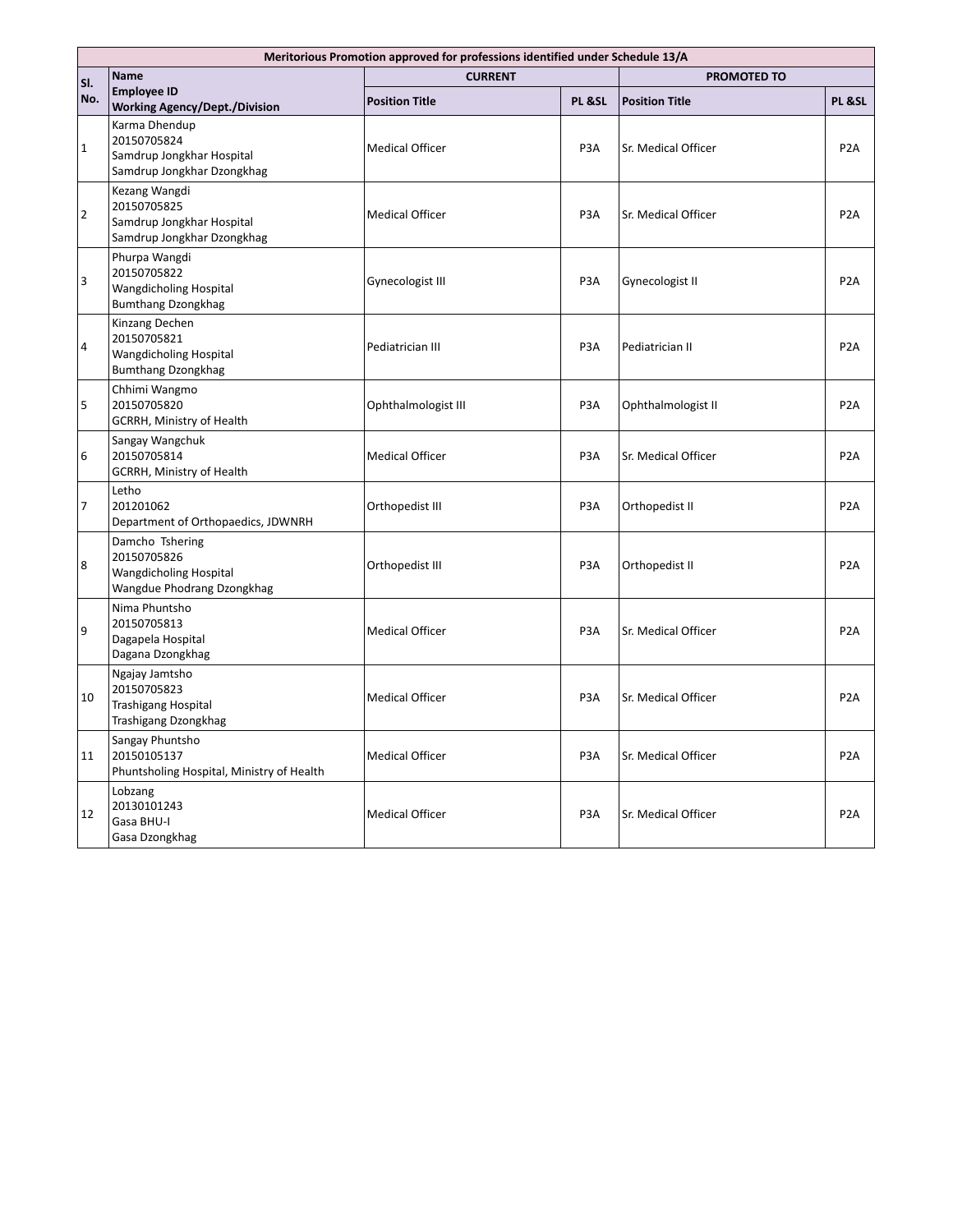| Meritorious Promotion approved for professions identified under Schedule 13/A | | | | | |
|---|---|---|---|---|---|
| Sl. No. | Name<br>Employee ID<br>Working Agency/Dept./Division | CURRENT | | PROMOTED TO | |
| | | Position Title | PL &SL | Position Title | PL &SL |
| 1 | Karma Dhendup<br>20150705824<br>Samdrup Jongkhar Hospital<br>Samdrup Jongkhar Dzongkhag | Medical Officer | P3A | Sr. Medical Officer | P2A |
| 2 | Kezang Wangdi<br>20150705825<br>Samdrup Jongkhar Hospital<br>Samdrup Jongkhar Dzongkhag | Medical Officer | P3A | Sr. Medical Officer | P2A |
| 3 | Phurpa Wangdi<br>20150705822<br>Wangdicholing Hospital<br>Bumthang Dzongkhag | Gynecologist III | P3A | Gynecologist II | P2A |
| 4 | Kinzang Dechen<br>20150705821<br>Wangdicholing Hospital<br>Bumthang Dzongkhag | Pediatrician III | P3A | Pediatrician II | P2A |
| 5 | Chhimi Wangmo<br>20150705820<br>GCRRH, Ministry of Health | Ophthalmologist III | P3A | Ophthalmologist II | P2A |
| 6 | Sangay Wangchuk<br>20150705814<br>GCRRH, Ministry of Health | Medical Officer | P3A | Sr. Medical Officer | P2A |
| 7 | Letho<br>201201062<br>Department of Orthopaedics, JDWNRH | Orthopedist III | P3A | Orthopedist II | P2A |
| 8 | Damcho Tshering<br>20150705826<br>Wangdicholing Hospital<br>Wangdue Phodrang Dzongkhag | Orthopedist III | P3A | Orthopedist II | P2A |
| 9 | Nima Phuntsho<br>20150705813<br>Dagapela Hospital<br>Dagana Dzongkhag | Medical Officer | P3A | Sr. Medical Officer | P2A |
| 10 | Ngajay Jamtsho<br>20150705823<br>Trashigang Hospital<br>Trashigang Dzongkhag | Medical Officer | P3A | Sr. Medical Officer | P2A |
| 11 | Sangay Phuntsho<br>20150105137<br>Phuntsholing Hospital, Ministry of Health | Medical Officer | P3A | Sr. Medical Officer | P2A |
| 12 | Lobzang<br>20130101243<br>Gasa BHU-I<br>Gasa Dzongkhag | Medical Officer | P3A | Sr. Medical Officer | P2A |